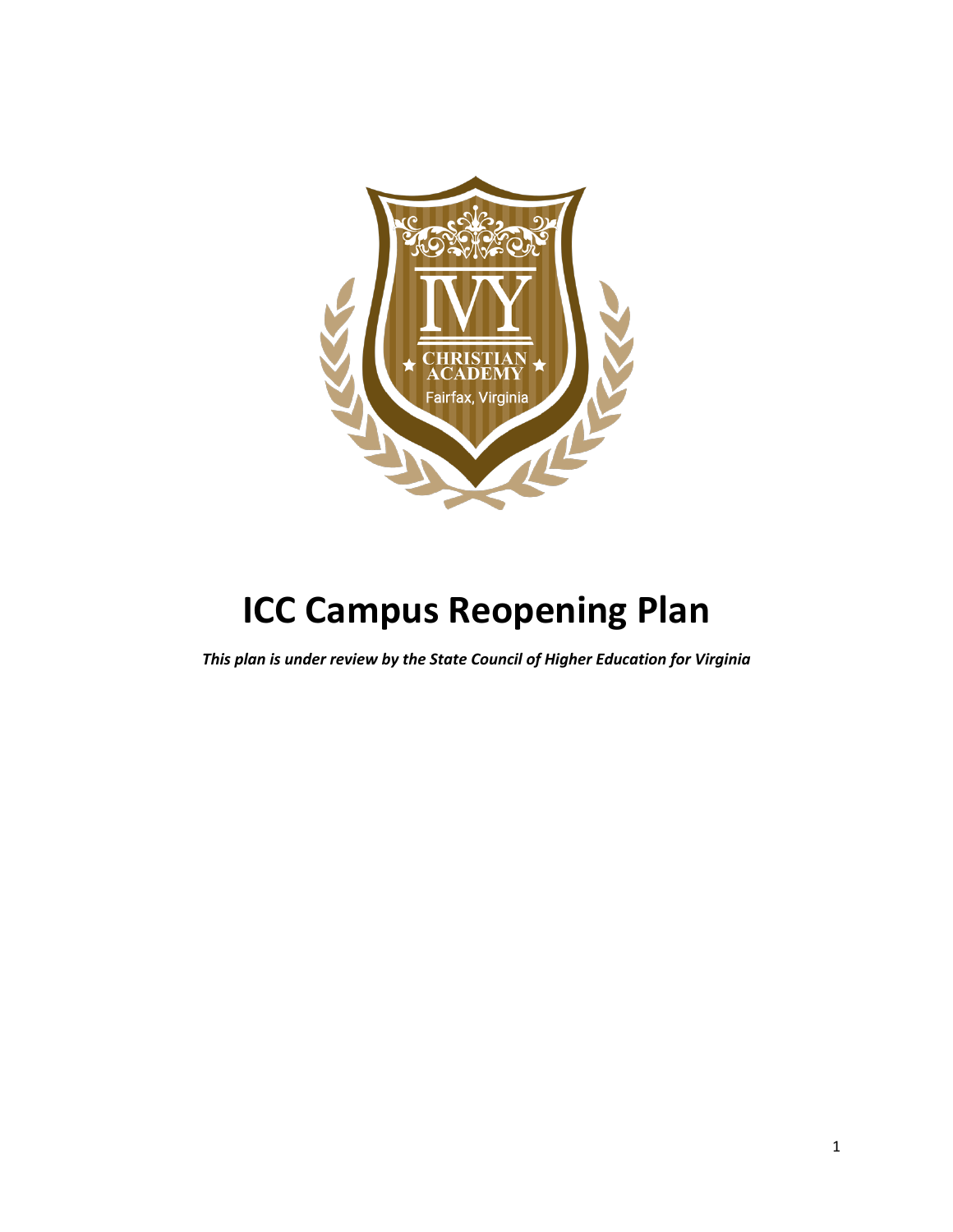# ICC Campus Reopening Plan

***This plan is under review by the State Council of Higher Education for Virginia***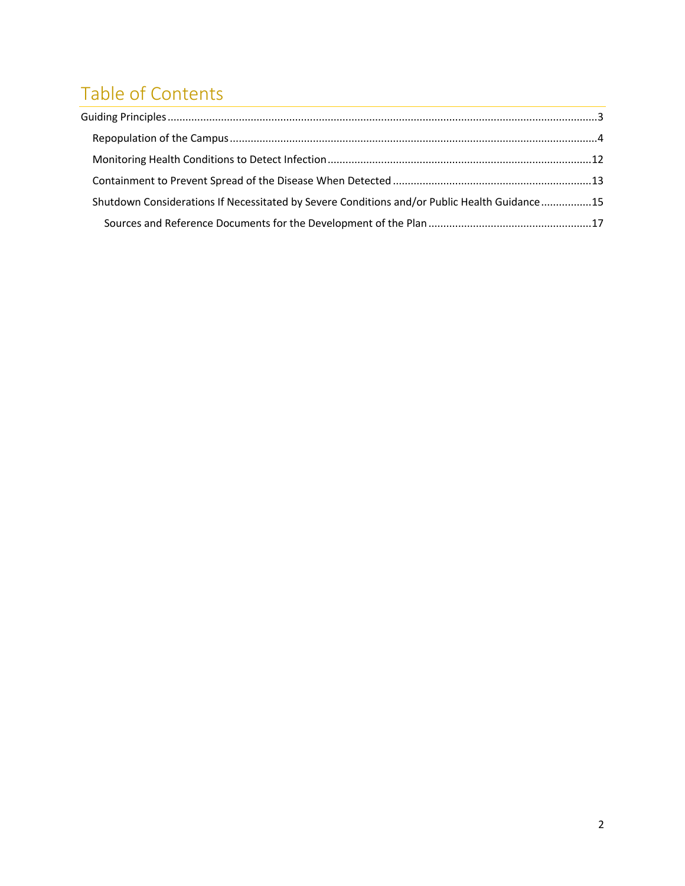# Table of Contents

- Guiding Principles ..... 3
  - Repopulation of the Campus ..... 4
  - Monitoring Health Conditions to Detect Infection ..... 12
  - Containment to Prevent Spread of the Disease When Detected ..... 13
  - Shutdown Considerations If Necessitated by Severe Conditions and/or Public Health Guidance ..... 15
    - Sources and Reference Documents for the Development of the Plan ..... 17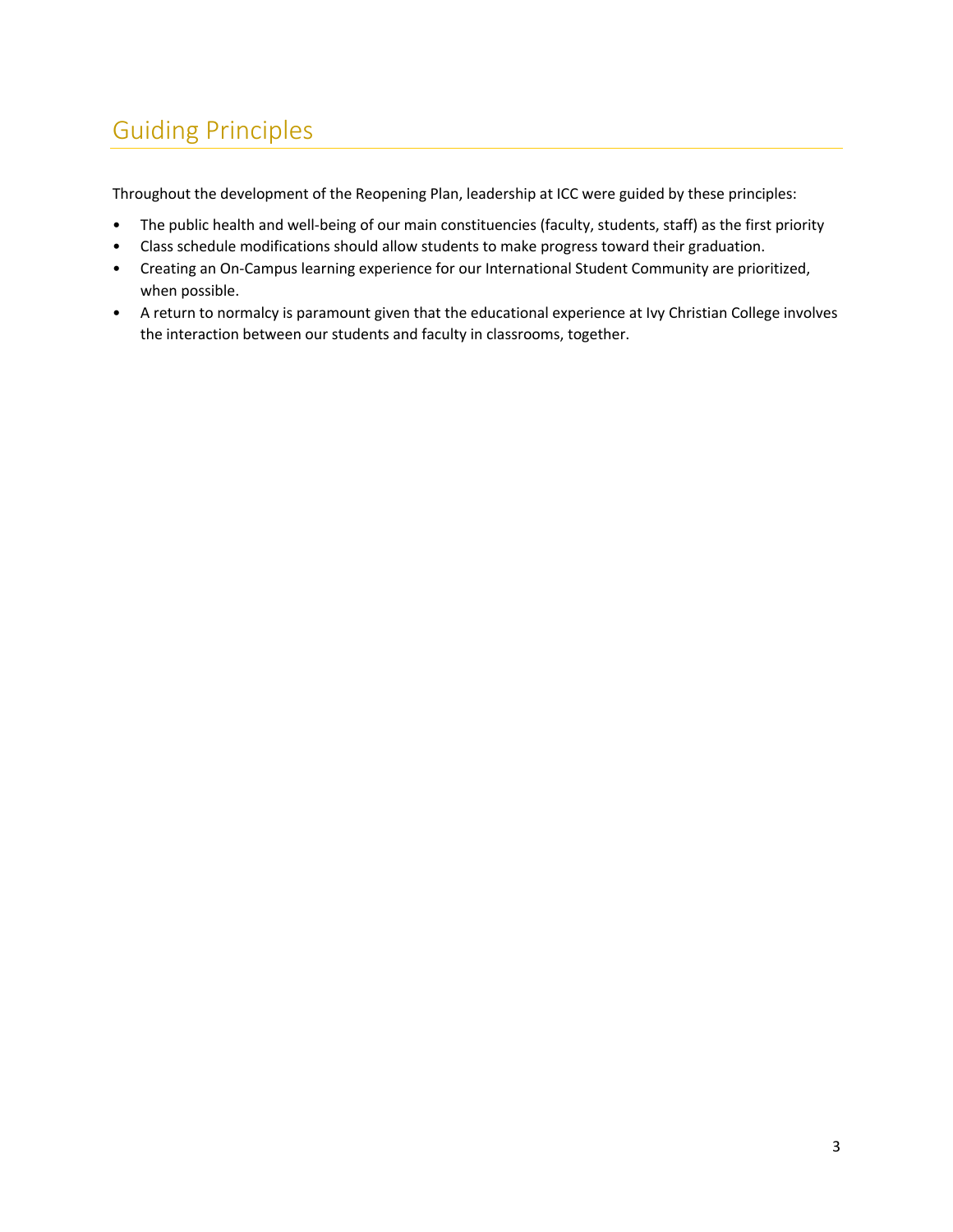# Guiding Principles

Throughout the development of the Reopening Plan, leadership at ICC were guided by these principles:

- The public health and well-being of our main constituencies (faculty, students, staff) as the first priority
- Class schedule modifications should allow students to make progress toward their graduation.
- Creating an On-Campus learning experience for our International Student Community are prioritized, when possible.
- A return to normalcy is paramount given that the educational experience at Ivy Christian College involves the interaction between our students and faculty in classrooms, together.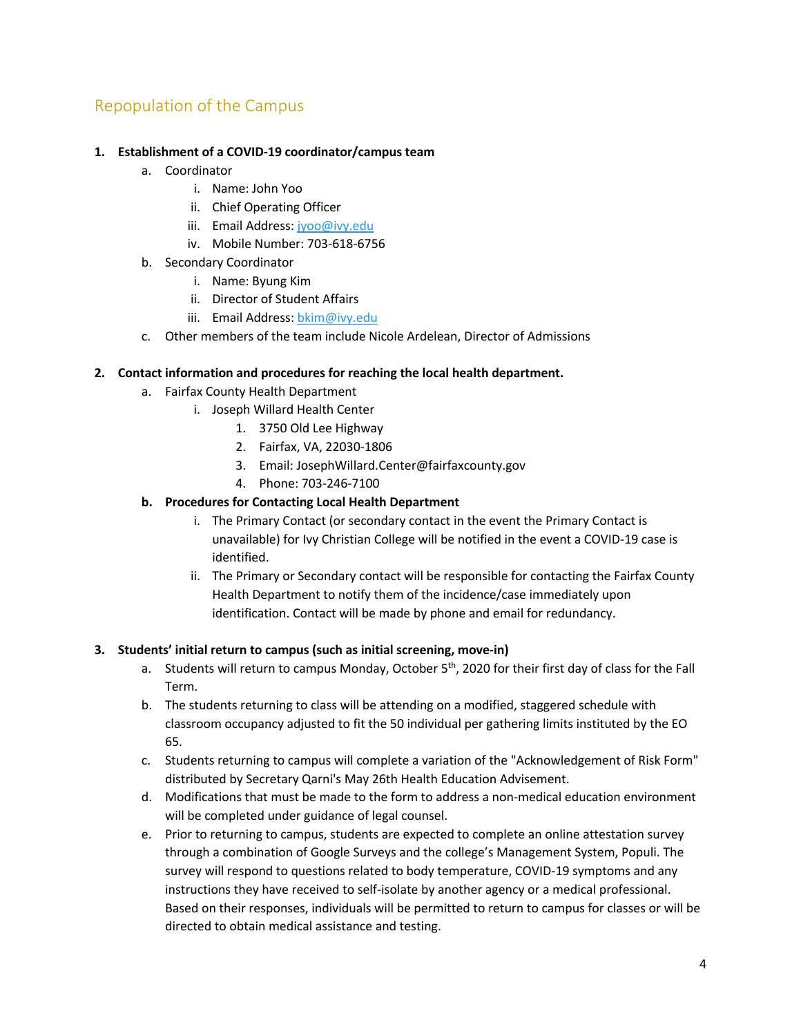## Repopulation of the Campus

1. **Establishment of a COVID-19 coordinator/campus team**
    a. Coordinator
        i. Name: John Yoo
        ii. Chief Operating Officer
        iii. Email Address: jyoo@ivy.edu
        iv. Mobile Number: 703-618-6756
    b. Secondary Coordinator
        i. Name: Byung Kim
        ii. Director of Student Affairs
        iii. Email Address: bkim@ivy.edu
    c. Other members of the team include Nicole Ardelean, Director of Admissions

2. **Contact information and procedures for reaching the local health department.**
    a. Fairfax County Health Department
        i. Joseph Willard Health Center
            1. 3750 Old Lee Highway
            2. Fairfax, VA, 22030-1806
            3. Email: JosephWillard.Center@fairfaxcounty.gov
            4. Phone: 703-246-7100
    **b. Procedures for Contacting Local Health Department**
        i. The Primary Contact (or secondary contact in the event the Primary Contact is unavailable) for Ivy Christian College will be notified in the event a COVID-19 case is identified.
        ii. The Primary or Secondary contact will be responsible for contacting the Fairfax County Health Department to notify them of the incidence/case immediately upon identification. Contact will be made by phone and email for redundancy.

3. **Students' initial return to campus (such as initial screening, move-in)**
    a. Students will return to campus Monday, October 5th, 2020 for their first day of class for the Fall Term.
    b. The students returning to class will be attending on a modified, staggered schedule with classroom occupancy adjusted to fit the 50 individual per gathering limits instituted by the EO 65.
    c. Students returning to campus will complete a variation of the "Acknowledgement of Risk Form" distributed by Secretary Qarni's May 26th Health Education Advisement.
    d. Modifications that must be made to the form to address a non-medical education environment will be completed under guidance of legal counsel.
    e. Prior to returning to campus, students are expected to complete an online attestation survey through a combination of Google Surveys and the college's Management System, Populi. The survey will respond to questions related to body temperature, COVID-19 symptoms and any instructions they have received to self-isolate by another agency or a medical professional. Based on their responses, individuals will be permitted to return to campus for classes or will be directed to obtain medical assistance and testing.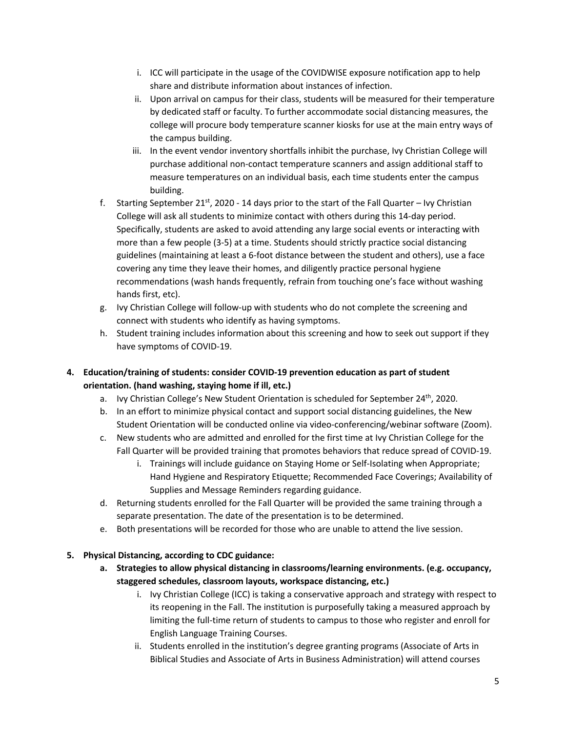i. ICC will participate in the usage of the COVIDWISE exposure notification app to help share and distribute information about instances of infection.
   ii. Upon arrival on campus for their class, students will be measured for their temperature by dedicated staff or faculty. To further accommodate social distancing measures, the college will procure body temperature scanner kiosks for use at the main entry ways of the campus building.
   iii. In the event vendor inventory shortfalls inhibit the purchase, Ivy Christian College will purchase additional non-contact temperature scanners and assign additional staff to measure temperatures on an individual basis, each time students enter the campus building.

f. Starting September 21st, 2020 - 14 days prior to the start of the Fall Quarter – Ivy Christian College will ask all students to minimize contact with others during this 14-day period. Specifically, students are asked to avoid attending any large social events or interacting with more than a few people (3-5) at a time. Students should strictly practice social distancing guidelines (maintaining at least a 6-foot distance between the student and others), use a face covering any time they leave their homes, and diligently practice personal hygiene recommendations (wash hands frequently, refrain from touching one's face without washing hands first, etc).

g. Ivy Christian College will follow-up with students who do not complete the screening and connect with students who identify as having symptoms.

h. Student training includes information about this screening and how to seek out support if they have symptoms of COVID-19.

**4. Education/training of students: consider COVID-19 prevention education as part of student orientation. (hand washing, staying home if ill, etc.)**

a. Ivy Christian College's New Student Orientation is scheduled for September 24th, 2020.

b. In an effort to minimize physical contact and support social distancing guidelines, the New Student Orientation will be conducted online via video-conferencing/webinar software (Zoom).

c. New students who are admitted and enrolled for the first time at Ivy Christian College for the Fall Quarter will be provided training that promotes behaviors that reduce spread of COVID-19.
   i. Trainings will include guidance on Staying Home or Self-Isolating when Appropriate; Hand Hygiene and Respiratory Etiquette; Recommended Face Coverings; Availability of Supplies and Message Reminders regarding guidance.

d. Returning students enrolled for the Fall Quarter will be provided the same training through a separate presentation. The date of the presentation is to be determined.

e. Both presentations will be recorded for those who are unable to attend the live session.

**5. Physical Distancing, according to CDC guidance:**

**a. Strategies to allow physical distancing in classrooms/learning environments. (e.g. occupancy, staggered schedules, classroom layouts, workspace distancing, etc.)**

   i. Ivy Christian College (ICC) is taking a conservative approach and strategy with respect to its reopening in the Fall. The institution is purposefully taking a measured approach by limiting the full-time return of students to campus to those who register and enroll for English Language Training Courses.
   ii. Students enrolled in the institution's degree granting programs (Associate of Arts in Biblical Studies and Associate of Arts in Business Administration) will attend courses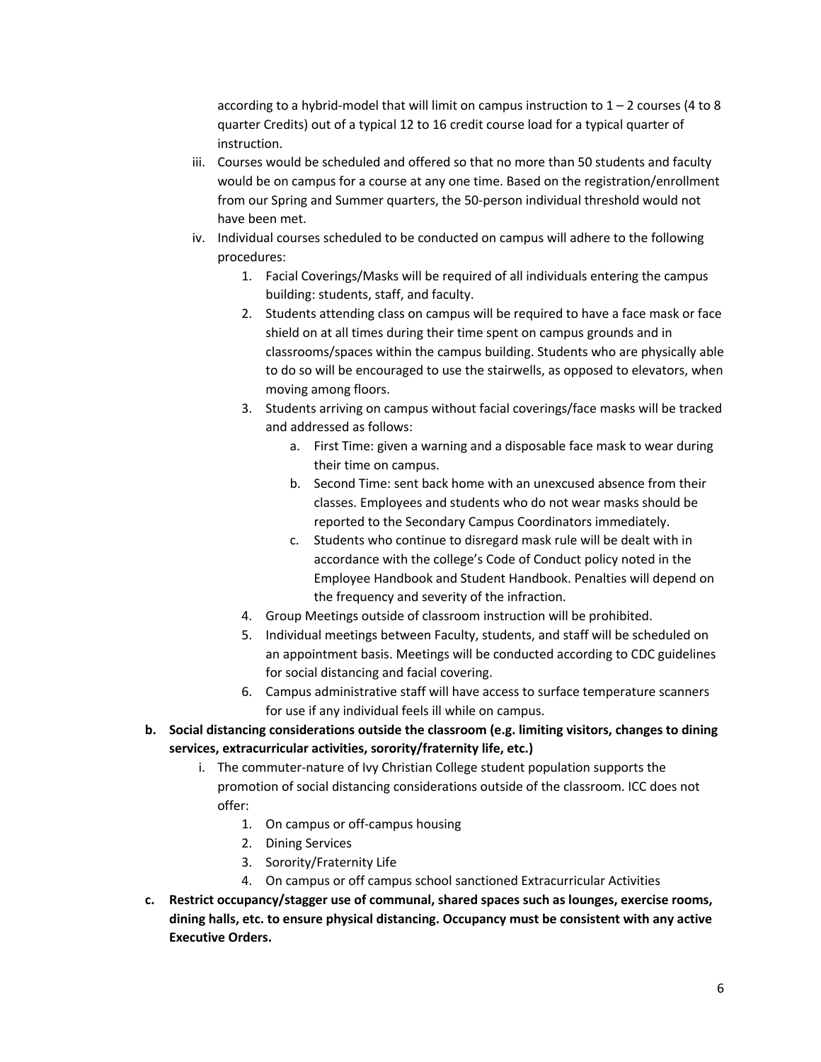according to a hybrid-model that will limit on campus instruction to 1 – 2 courses (4 to 8 quarter Credits) out of a typical 12 to 16 credit course load for a typical quarter of instruction.

iii. Courses would be scheduled and offered so that no more than 50 students and faculty would be on campus for a course at any one time. Based on the registration/enrollment from our Spring and Summer quarters, the 50-person individual threshold would not have been met.

iv. Individual courses scheduled to be conducted on campus will adhere to the following procedures:

1. Facial Coverings/Masks will be required of all individuals entering the campus building: students, staff, and faculty.
2. Students attending class on campus will be required to have a face mask or face shield on at all times during their time spent on campus grounds and in classrooms/spaces within the campus building. Students who are physically able to do so will be encouraged to use the stairwells, as opposed to elevators, when moving among floors.
3. Students arriving on campus without facial coverings/face masks will be tracked and addressed as follows:
    a. First Time: given a warning and a disposable face mask to wear during their time on campus.
    b. Second Time: sent back home with an unexcused absence from their classes. Employees and students who do not wear masks should be reported to the Secondary Campus Coordinators immediately.
    c. Students who continue to disregard mask rule will be dealt with in accordance with the college's Code of Conduct policy noted in the Employee Handbook and Student Handbook. Penalties will depend on the frequency and severity of the infraction.
4. Group Meetings outside of classroom instruction will be prohibited.
5. Individual meetings between Faculty, students, and staff will be scheduled on an appointment basis. Meetings will be conducted according to CDC guidelines for social distancing and facial covering.
6. Campus administrative staff will have access to surface temperature scanners for use if any individual feels ill while on campus.

**b. Social distancing considerations outside the classroom (e.g. limiting visitors, changes to dining services, extracurricular activities, sorority/fraternity life, etc.)**

i. The commuter-nature of Ivy Christian College student population supports the promotion of social distancing considerations outside of the classroom. ICC does not offer:

1. On campus or off-campus housing
2. Dining Services
3. Sorority/Fraternity Life
4. On campus or off campus school sanctioned Extracurricular Activities

**c. Restrict occupancy/stagger use of communal, shared spaces such as lounges, exercise rooms, dining halls, etc. to ensure physical distancing. Occupancy must be consistent with any active Executive Orders.**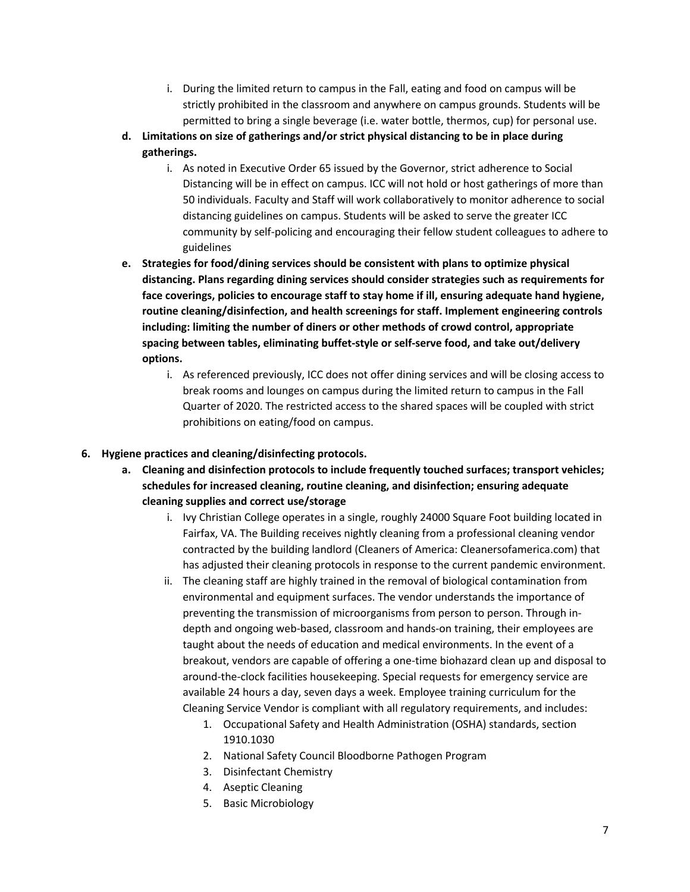i. During the limited return to campus in the Fall, eating and food on campus will be strictly prohibited in the classroom and anywhere on campus grounds. Students will be permitted to bring a single beverage (i.e. water bottle, thermos, cup) for personal use.

d. **Limitations on size of gatherings and/or strict physical distancing to be in place during gatherings.**
   i. As noted in Executive Order 65 issued by the Governor, strict adherence to Social Distancing will be in effect on campus. ICC will not hold or host gatherings of more than 50 individuals. Faculty and Staff will work collaboratively to monitor adherence to social distancing guidelines on campus. Students will be asked to serve the greater ICC community by self-policing and encouraging their fellow student colleagues to adhere to guidelines

e. **Strategies for food/dining services should be consistent with plans to optimize physical distancing. Plans regarding dining services should consider strategies such as requirements for face coverings, policies to encourage staff to stay home if ill, ensuring adequate hand hygiene, routine cleaning/disinfection, and health screenings for staff. Implement engineering controls including: limiting the number of diners or other methods of crowd control, appropriate spacing between tables, eliminating buffet-style or self-serve food, and take out/delivery options.**
   i. As referenced previously, ICC does not offer dining services and will be closing access to break rooms and lounges on campus during the limited return to campus in the Fall Quarter of 2020. The restricted access to the shared spaces will be coupled with strict prohibitions on eating/food on campus.

6. **Hygiene practices and cleaning/disinfecting protocols.**
   a. **Cleaning and disinfection protocols to include frequently touched surfaces; transport vehicles; schedules for increased cleaning, routine cleaning, and disinfection; ensuring adequate cleaning supplies and correct use/storage**
      i. Ivy Christian College operates in a single, roughly 24000 Square Foot building located in Fairfax, VA. The Building receives nightly cleaning from a professional cleaning vendor contracted by the building landlord (Cleaners of America: Cleanersofamerica.com) that has adjusted their cleaning protocols in response to the current pandemic environment.
      ii. The cleaning staff are highly trained in the removal of biological contamination from environmental and equipment surfaces. The vendor understands the importance of preventing the transmission of microorganisms from person to person. Through in-depth and ongoing web-based, classroom and hands-on training, their employees are taught about the needs of education and medical environments. In the event of a breakout, vendors are capable of offering a one-time biohazard clean up and disposal to around-the-clock facilities housekeeping. Special requests for emergency service are available 24 hours a day, seven days a week. Employee training curriculum for the Cleaning Service Vendor is compliant with all regulatory requirements, and includes:
         1. Occupational Safety and Health Administration (OSHA) standards, section 1910.1030
         2. National Safety Council Bloodborne Pathogen Program
         3. Disinfectant Chemistry
         4. Aseptic Cleaning
         5. Basic Microbiology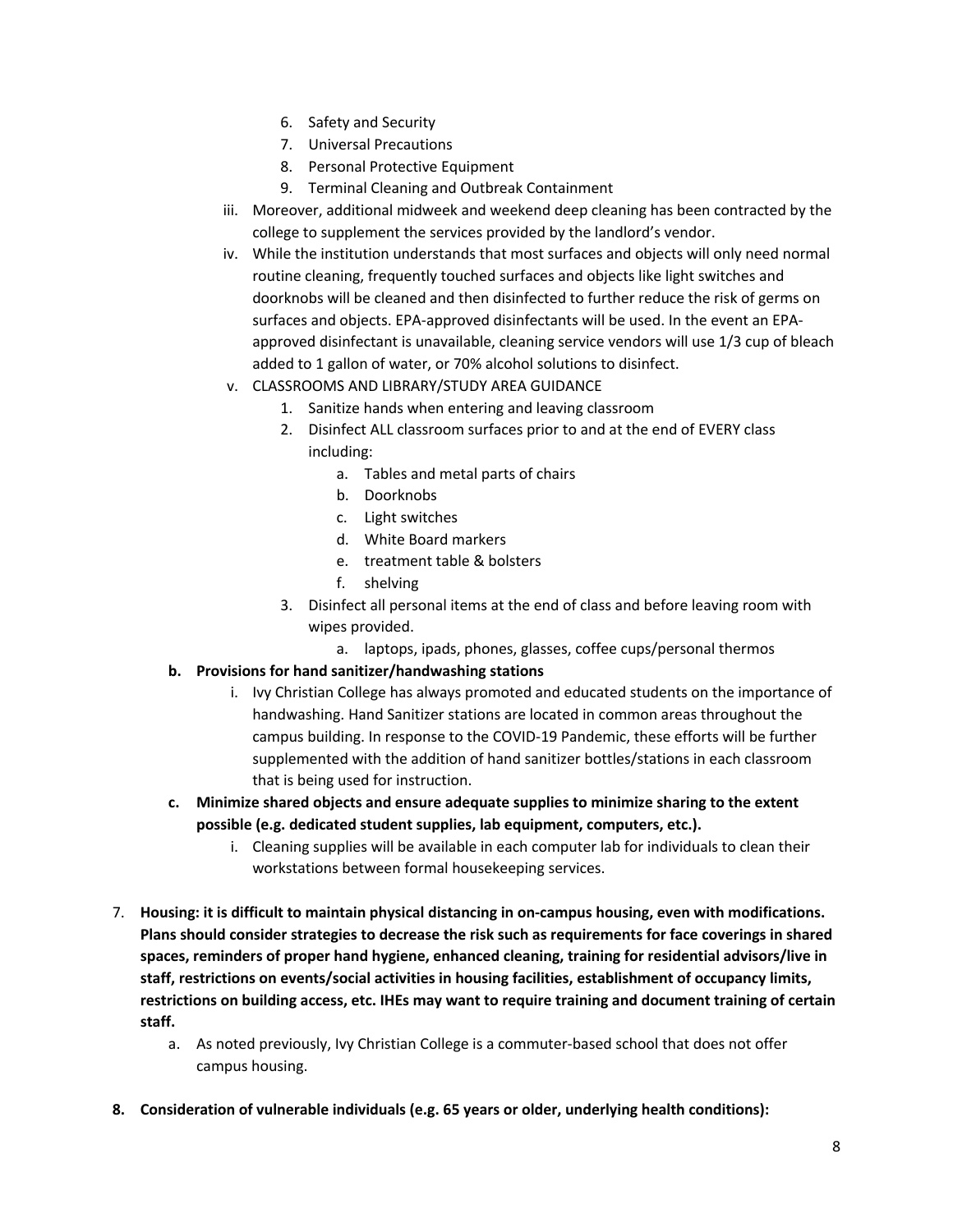6. Safety and Security
7. Universal Precautions
8. Personal Protective Equipment
9. Terminal Cleaning and Outbreak Containment

iii. Moreover, additional midweek and weekend deep cleaning has been contracted by the college to supplement the services provided by the landlord's vendor.

iv. While the institution understands that most surfaces and objects will only need normal routine cleaning, frequently touched surfaces and objects like light switches and doorknobs will be cleaned and then disinfected to further reduce the risk of germs on surfaces and objects. EPA-approved disinfectants will be used. In the event an EPA-approved disinfectant is unavailable, cleaning service vendors will use 1/3 cup of bleach added to 1 gallon of water, or 70% alcohol solutions to disinfect.

v. CLASSROOMS AND LIBRARY/STUDY AREA GUIDANCE

1. Sanitize hands when entering and leaving classroom
2. Disinfect ALL classroom surfaces prior to and at the end of EVERY class including:
    a. Tables and metal parts of chairs
    b. Doorknobs
    c. Light switches
    d. White Board markers
    e. treatment table & bolsters
    f. shelving
3. Disinfect all personal items at the end of class and before leaving room with wipes provided.
    a. laptops, ipads, phones, glasses, coffee cups/personal thermos

**b. Provisions for hand sanitizer/handwashing stations**

i. Ivy Christian College has always promoted and educated students on the importance of handwashing. Hand Sanitizer stations are located in common areas throughout the campus building. In response to the COVID-19 Pandemic, these efforts will be further supplemented with the addition of hand sanitizer bottles/stations in each classroom that is being used for instruction.

**c. Minimize shared objects and ensure adequate supplies to minimize sharing to the extent possible (e.g. dedicated student supplies, lab equipment, computers, etc.).**

i. Cleaning supplies will be available in each computer lab for individuals to clean their workstations between formal housekeeping services.

7. **Housing: it is difficult to maintain physical distancing in on-campus housing, even with modifications. Plans should consider strategies to decrease the risk such as requirements for face coverings in shared spaces, reminders of proper hand hygiene, enhanced cleaning, training for residential advisors/live in staff, restrictions on events/social activities in housing facilities, establishment of occupancy limits, restrictions on building access, etc. IHEs may want to require training and document training of certain staff.**
    a. As noted previously, Ivy Christian College is a commuter-based school that does not offer campus housing.

8. **Consideration of vulnerable individuals (e.g. 65 years or older, underlying health conditions):**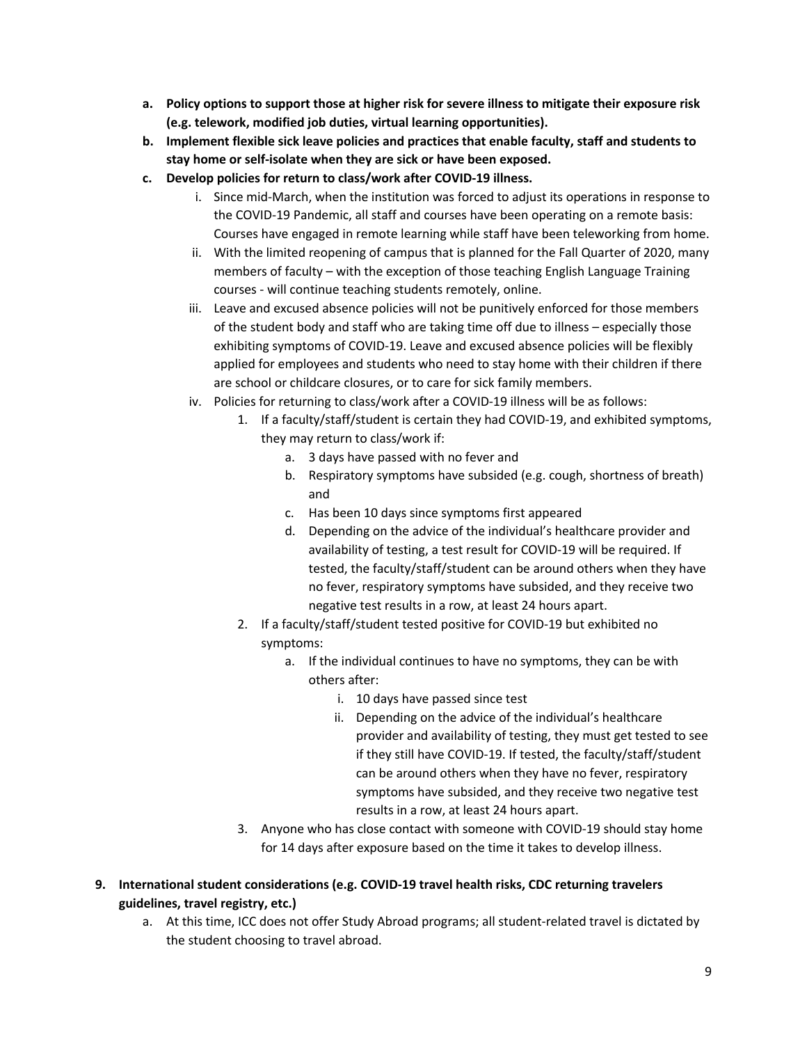a. **Policy options to support those at higher risk for severe illness to mitigate their exposure risk (e.g. telework, modified job duties, virtual learning opportunities).**
b. **Implement flexible sick leave policies and practices that enable faculty, staff and students to stay home or self-isolate when they are sick or have been exposed.**
c. **Develop policies for return to class/work after COVID-19 illness.**
    i. Since mid-March, when the institution was forced to adjust its operations in response to the COVID-19 Pandemic, all staff and courses have been operating on a remote basis: Courses have engaged in remote learning while staff have been teleworking from home.
    ii. With the limited reopening of campus that is planned for the Fall Quarter of 2020, many members of faculty – with the exception of those teaching English Language Training courses - will continue teaching students remotely, online.
    iii. Leave and excused absence policies will not be punitively enforced for those members of the student body and staff who are taking time off due to illness – especially those exhibiting symptoms of COVID-19. Leave and excused absence policies will be flexibly applied for employees and students who need to stay home with their children if there are school or childcare closures, or to care for sick family members.
    iv. Policies for returning to class/work after a COVID-19 illness will be as follows:
        1. If a faculty/staff/student is certain they had COVID-19, and exhibited symptoms, they may return to class/work if:
            a. 3 days have passed with no fever and
            b. Respiratory symptoms have subsided (e.g. cough, shortness of breath) and
            c. Has been 10 days since symptoms first appeared
            d. Depending on the advice of the individual's healthcare provider and availability of testing, a test result for COVID-19 will be required. If tested, the faculty/staff/student can be around others when they have no fever, respiratory symptoms have subsided, and they receive two negative test results in a row, at least 24 hours apart.
        2. If a faculty/staff/student tested positive for COVID-19 but exhibited no symptoms:
            a. If the individual continues to have no symptoms, they can be with others after:
                i. 10 days have passed since test
                ii. Depending on the advice of the individual's healthcare provider and availability of testing, they must get tested to see if they still have COVID-19. If tested, the faculty/staff/student can be around others when they have no fever, respiratory symptoms have subsided, and they receive two negative test results in a row, at least 24 hours apart.
        3. Anyone who has close contact with someone with COVID-19 should stay home for 14 days after exposure based on the time it takes to develop illness.

9. **International student considerations (e.g. COVID-19 travel health risks, CDC returning travelers guidelines, travel registry, etc.)**
    a. At this time, ICC does not offer Study Abroad programs; all student-related travel is dictated by the student choosing to travel abroad.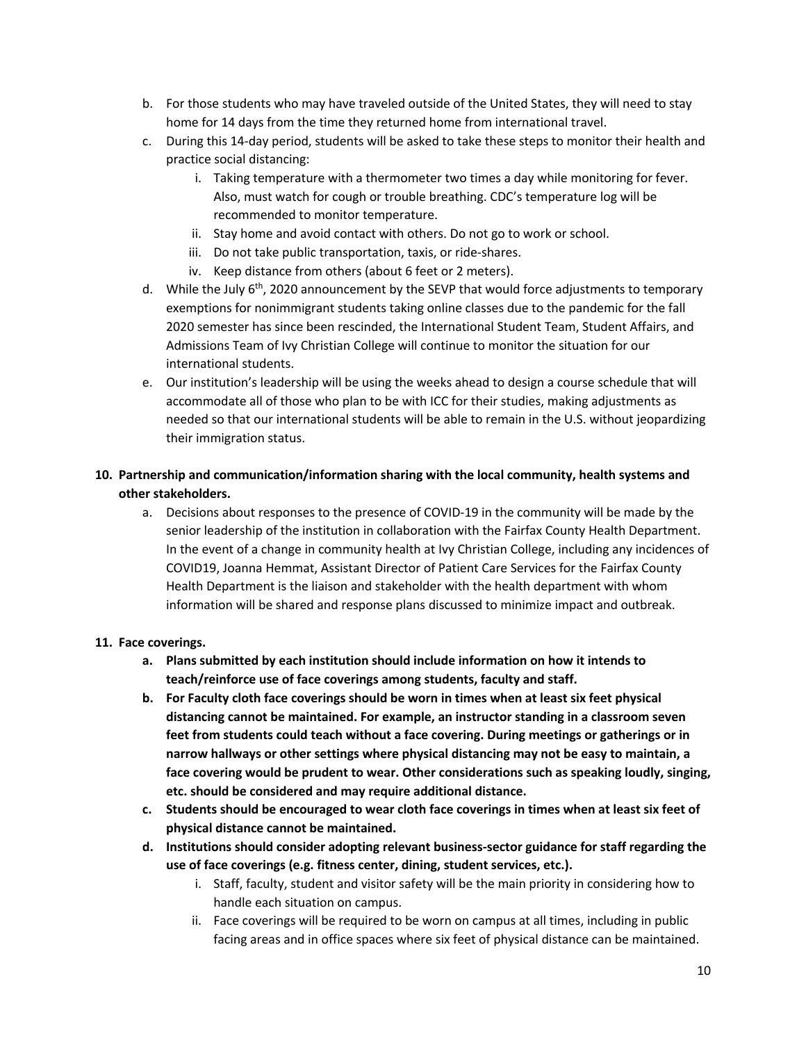b. For those students who may have traveled outside of the United States, they will need to stay home for 14 days from the time they returned home from international travel.

c. During this 14-day period, students will be asked to take these steps to monitor their health and practice social distancing:
   i. Taking temperature with a thermometer two times a day while monitoring for fever. Also, must watch for cough or trouble breathing. CDC's temperature log will be recommended to monitor temperature.
   ii. Stay home and avoid contact with others. Do not go to work or school.
   iii. Do not take public transportation, taxis, or ride-shares.
   iv. Keep distance from others (about 6 feet or 2 meters).

d. While the July 6th, 2020 announcement by the SEVP that would force adjustments to temporary exemptions for nonimmigrant students taking online classes due to the pandemic for the fall 2020 semester has since been rescinded, the International Student Team, Student Affairs, and Admissions Team of Ivy Christian College will continue to monitor the situation for our international students.

e. Our institution's leadership will be using the weeks ahead to design a course schedule that will accommodate all of those who plan to be with ICC for their studies, making adjustments as needed so that our international students will be able to remain in the U.S. without jeopardizing their immigration status.

**10. Partnership and communication/information sharing with the local community, health systems and other stakeholders.**

a. Decisions about responses to the presence of COVID-19 in the community will be made by the senior leadership of the institution in collaboration with the Fairfax County Health Department. In the event of a change in community health at Ivy Christian College, including any incidences of COVID19, Joanna Hemmat, Assistant Director of Patient Care Services for the Fairfax County Health Department is the liaison and stakeholder with the health department with whom information will be shared and response plans discussed to minimize impact and outbreak.

**11. Face coverings.**

**a. Plans submitted by each institution should include information on how it intends to teach/reinforce use of face coverings among students, faculty and staff.**

**b. For Faculty cloth face coverings should be worn in times when at least six feet physical distancing cannot be maintained. For example, an instructor standing in a classroom seven feet from students could teach without a face covering. During meetings or gatherings or in narrow hallways or other settings where physical distancing may not be easy to maintain, a face covering would be prudent to wear. Other considerations such as speaking loudly, singing, etc. should be considered and may require additional distance.**

**c. Students should be encouraged to wear cloth face coverings in times when at least six feet of physical distance cannot be maintained.**

**d. Institutions should consider adopting relevant business-sector guidance for staff regarding the use of face coverings (e.g. fitness center, dining, student services, etc.).**
   i. Staff, faculty, student and visitor safety will be the main priority in considering how to handle each situation on campus.
   ii. Face coverings will be required to be worn on campus at all times, including in public facing areas and in office spaces where six feet of physical distance can be maintained.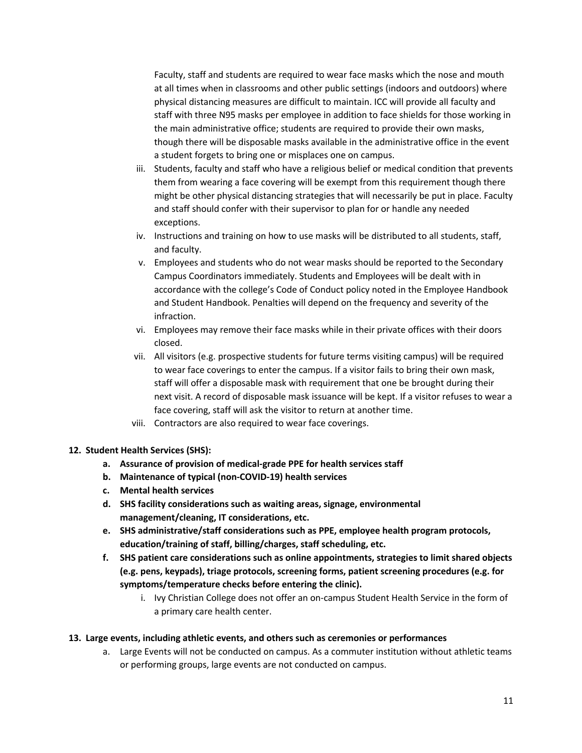Faculty, staff and students are required to wear face masks which the nose and mouth at all times when in classrooms and other public settings (indoors and outdoors) where physical distancing measures are difficult to maintain. ICC will provide all faculty and staff with three N95 masks per employee in addition to face shields for those working in the main administrative office; students are required to provide their own masks, though there will be disposable masks available in the administrative office in the event a student forgets to bring one or misplaces one on campus.

iii. Students, faculty and staff who have a religious belief or medical condition that prevents them from wearing a face covering will be exempt from this requirement though there might be other physical distancing strategies that will necessarily be put in place. Faculty and staff should confer with their supervisor to plan for or handle any needed exceptions.

iv. Instructions and training on how to use masks will be distributed to all students, staff, and faculty.

v. Employees and students who do not wear masks should be reported to the Secondary Campus Coordinators immediately. Students and Employees will be dealt with in accordance with the college's Code of Conduct policy noted in the Employee Handbook and Student Handbook. Penalties will depend on the frequency and severity of the infraction.

vi. Employees may remove their face masks while in their private offices with their doors closed.

vii. All visitors (e.g. prospective students for future terms visiting campus) will be required to wear face coverings to enter the campus. If a visitor fails to bring their own mask, staff will offer a disposable mask with requirement that one be brought during their next visit. A record of disposable mask issuance will be kept. If a visitor refuses to wear a face covering, staff will ask the visitor to return at another time.

viii. Contractors are also required to wear face coverings.

**12. Student Health Services (SHS):**

**a. Assurance of provision of medical-grade PPE for health services staff**

**b. Maintenance of typical (non-COVID-19) health services**

**c. Mental health services**

**d. SHS facility considerations such as waiting areas, signage, environmental management/cleaning, IT considerations, etc.**

**e. SHS administrative/staff considerations such as PPE, employee health program protocols, education/training of staff, billing/charges, staff scheduling, etc.**

**f. SHS patient care considerations such as online appointments, strategies to limit shared objects (e.g. pens, keypads), triage protocols, screening forms, patient screening procedures (e.g. for symptoms/temperature checks before entering the clinic).**

i. Ivy Christian College does not offer an on-campus Student Health Service in the form of a primary care health center.

**13. Large events, including athletic events, and others such as ceremonies or performances**

a. Large Events will not be conducted on campus. As a commuter institution without athletic teams or performing groups, large events are not conducted on campus.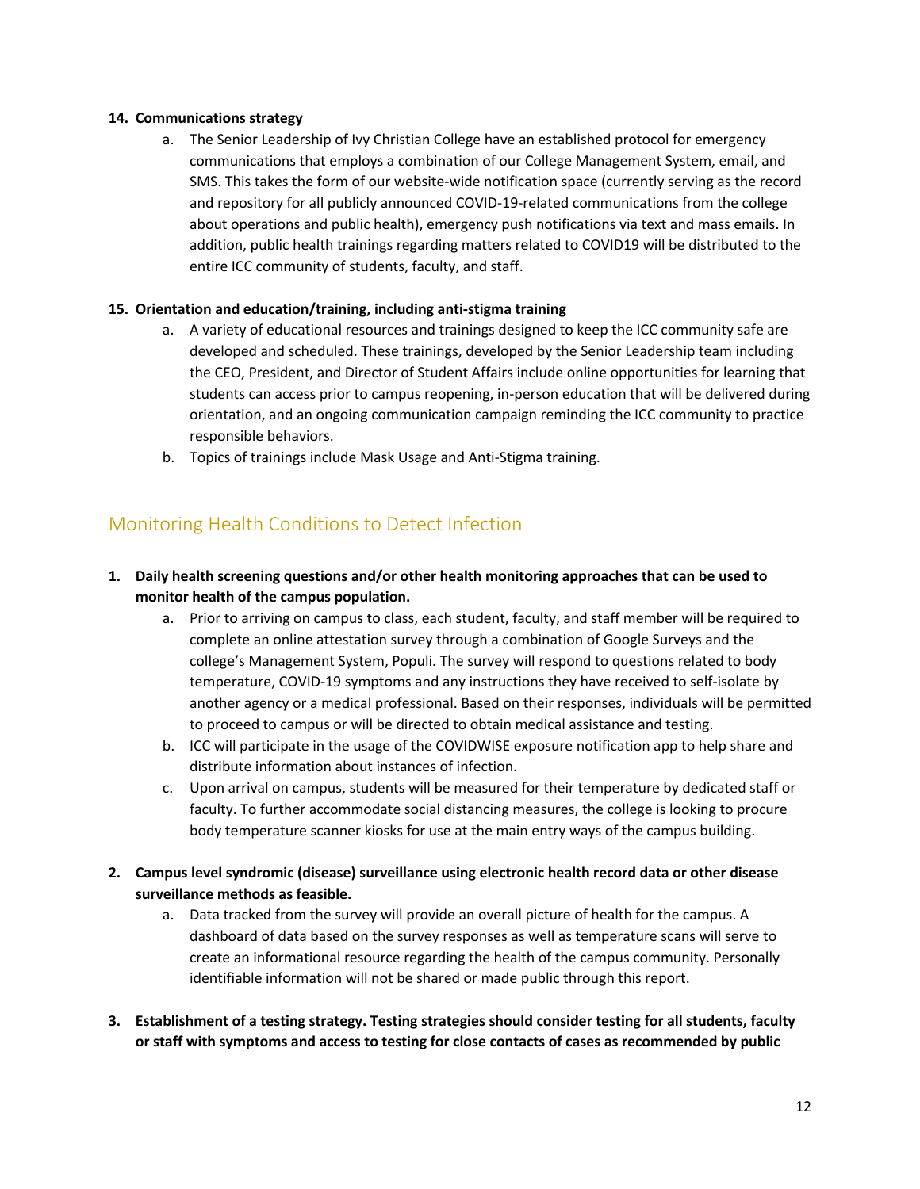**14. Communications strategy**

a. The Senior Leadership of Ivy Christian College have an established protocol for emergency communications that employs a combination of our College Management System, email, and SMS. This takes the form of our website-wide notification space (currently serving as the record and repository for all publicly announced COVID-19-related communications from the college about operations and public health), emergency push notifications via text and mass emails. In addition, public health trainings regarding matters related to COVID19 will be distributed to the entire ICC community of students, faculty, and staff.

**15. Orientation and education/training, including anti-stigma training**

a. A variety of educational resources and trainings designed to keep the ICC community safe are developed and scheduled. These trainings, developed by the Senior Leadership team including the CEO, President, and Director of Student Affairs include online opportunities for learning that students can access prior to campus reopening, in-person education that will be delivered during orientation, and an ongoing communication campaign reminding the ICC community to practice responsible behaviors.

b. Topics of trainings include Mask Usage and Anti-Stigma training.

## Monitoring Health Conditions to Detect Infection

**1. Daily health screening questions and/or other health monitoring approaches that can be used to monitor health of the campus population.**

a. Prior to arriving on campus to class, each student, faculty, and staff member will be required to complete an online attestation survey through a combination of Google Surveys and the college's Management System, Populi. The survey will respond to questions related to body temperature, COVID-19 symptoms and any instructions they have received to self-isolate by another agency or a medical professional. Based on their responses, individuals will be permitted to proceed to campus or will be directed to obtain medical assistance and testing.

b. ICC will participate in the usage of the COVIDWISE exposure notification app to help share and distribute information about instances of infection.

c. Upon arrival on campus, students will be measured for their temperature by dedicated staff or faculty. To further accommodate social distancing measures, the college is looking to procure body temperature scanner kiosks for use at the main entry ways of the campus building.

**2. Campus level syndromic (disease) surveillance using electronic health record data or other disease surveillance methods as feasible.**

a. Data tracked from the survey will provide an overall picture of health for the campus. A dashboard of data based on the survey responses as well as temperature scans will serve to create an informational resource regarding the health of the campus community. Personally identifiable information will not be shared or made public through this report.

**3. Establishment of a testing strategy. Testing strategies should consider testing for all students, faculty or staff with symptoms and access to testing for close contacts of cases as recommended by public**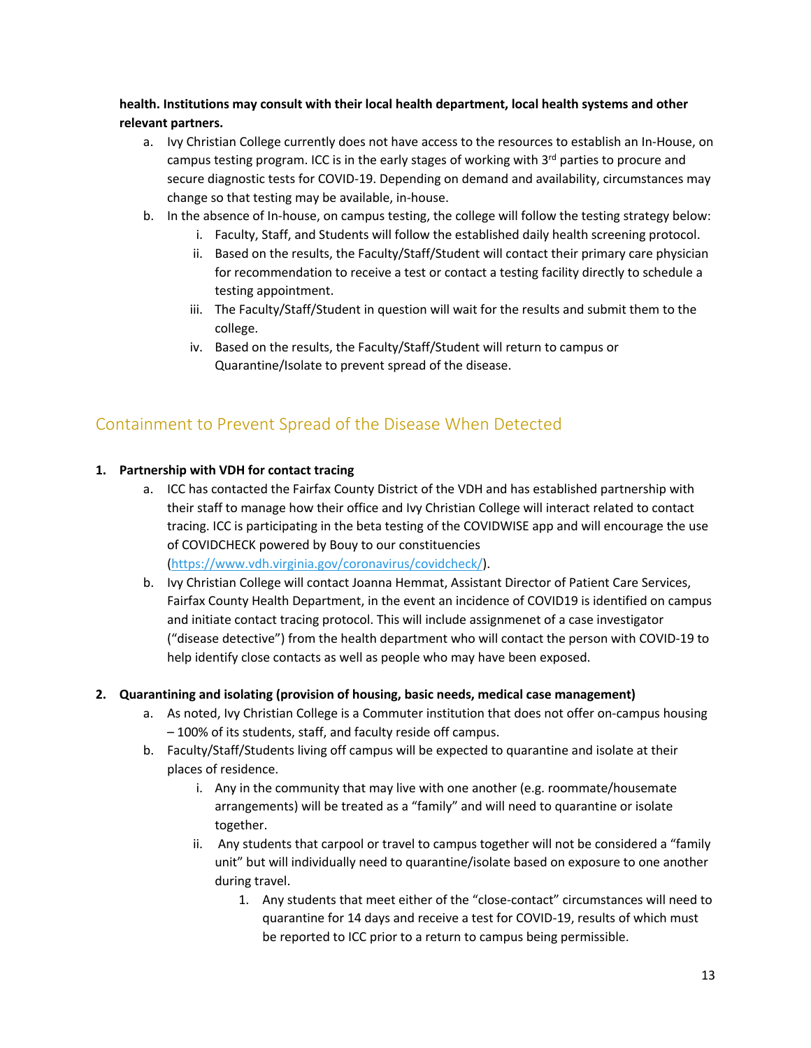**health. Institutions may consult with their local health department, local health systems and other relevant partners.**

   a. Ivy Christian College currently does not have access to the resources to establish an In-House, on campus testing program. ICC is in the early stages of working with 3rd parties to procure and secure diagnostic tests for COVID-19. Depending on demand and availability, circumstances may change so that testing may be available, in-house.
   b. In the absence of In-house, on campus testing, the college will follow the testing strategy below:
      i. Faculty, Staff, and Students will follow the established daily health screening protocol.
      ii. Based on the results, the Faculty/Staff/Student will contact their primary care physician for recommendation to receive a test or contact a testing facility directly to schedule a testing appointment.
      iii. The Faculty/Staff/Student in question will wait for the results and submit them to the college.
      iv. Based on the results, the Faculty/Staff/Student will return to campus or Quarantine/Isolate to prevent spread of the disease.

## Containment to Prevent Spread of the Disease When Detected

1. **Partnership with VDH for contact tracing**
   a. ICC has contacted the Fairfax County District of the VDH and has established partnership with their staff to manage how their office and Ivy Christian College will interact related to contact tracing. ICC is participating in the beta testing of the COVIDWISE app and will encourage the use of COVIDCHECK powered by Bouy to our constituencies (https://www.vdh.virginia.gov/coronavirus/covidcheck/).
   b. Ivy Christian College will contact Joanna Hemmat, Assistant Director of Patient Care Services, Fairfax County Health Department, in the event an incidence of COVID19 is identified on campus and initiate contact tracing protocol. This will include assignmenet of a case investigator ("disease detective") from the health department who will contact the person with COVID-19 to help identify close contacts as well as people who may have been exposed.

2. **Quarantining and isolating (provision of housing, basic needs, medical case management)**
   a. As noted, Ivy Christian College is a Commuter institution that does not offer on-campus housing – 100% of its students, staff, and faculty reside off campus.
   b. Faculty/Staff/Students living off campus will be expected to quarantine and isolate at their places of residence.
      i. Any in the community that may live with one another (e.g. roommate/housemate arrangements) will be treated as a "family" and will need to quarantine or isolate together.
      ii. Any students that carpool or travel to campus together will not be considered a "family unit" but will individually need to quarantine/isolate based on exposure to one another during travel.
         1. Any students that meet either of the "close-contact" circumstances will need to quarantine for 14 days and receive a test for COVID-19, results of which must be reported to ICC prior to a return to campus being permissible.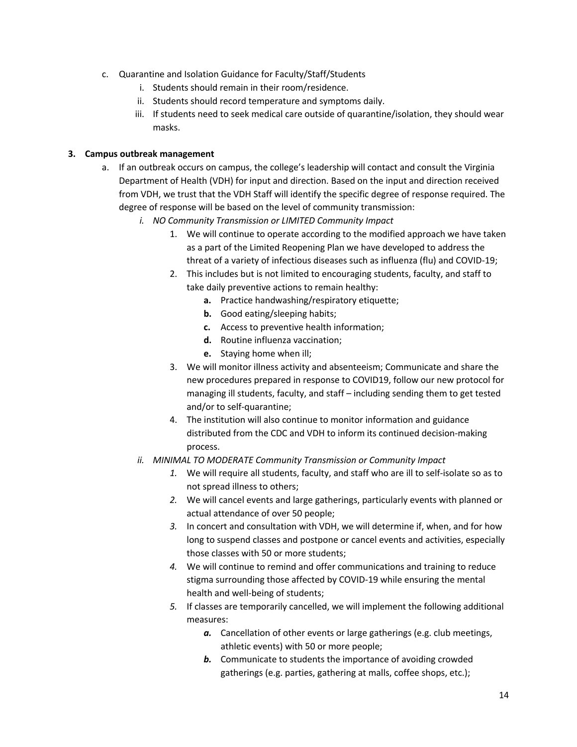c. Quarantine and Isolation Guidance for Faculty/Staff/Students
   i. Students should remain in their room/residence.
   ii. Students should record temperature and symptoms daily.
   iii. If students need to seek medical care outside of quarantine/isolation, they should wear masks.

**3. Campus outbreak management**

a. If an outbreak occurs on campus, the college's leadership will contact and consult the Virginia Department of Health (VDH) for input and direction. Based on the input and direction received from VDH, we trust that the VDH Staff will identify the specific degree of response required. The degree of response will be based on the level of community transmission:

   *i. NO Community Transmission or LIMITED Community Impact*

   1. We will continue to operate according to the modified approach we have taken as a part of the Limited Reopening Plan we have developed to address the threat of a variety of infectious diseases such as influenza (flu) and COVID-19;
   2. This includes but is not limited to encouraging students, faculty, and staff to take daily preventive actions to remain healthy:
      **a.** Practice handwashing/respiratory etiquette;
      **b.** Good eating/sleeping habits;
      **c.** Access to preventive health information;
      **d.** Routine influenza vaccination;
      **e.** Staying home when ill;
   3. We will monitor illness activity and absenteeism; Communicate and share the new procedures prepared in response to COVID19, follow our new protocol for managing ill students, faculty, and staff – including sending them to get tested and/or to self-quarantine;
   4. The institution will also continue to monitor information and guidance distributed from the CDC and VDH to inform its continued decision-making process.

   *ii. MINIMAL TO MODERATE Community Transmission or Community Impact*

   *1.* We will require all students, faculty, and staff who are ill to self-isolate so as to not spread illness to others;
   *2.* We will cancel events and large gatherings, particularly events with planned or actual attendance of over 50 people;
   *3.* In concert and consultation with VDH, we will determine if, when, and for how long to suspend classes and postpone or cancel events and activities, especially those classes with 50 or more students;
   *4.* We will continue to remind and offer communications and training to reduce stigma surrounding those affected by COVID-19 while ensuring the mental health and well-being of students;
   *5.* If classes are temporarily cancelled, we will implement the following additional measures:
      ***a.*** Cancellation of other events or large gatherings (e.g. club meetings, athletic events) with 50 or more people;
      ***b.*** Communicate to students the importance of avoiding crowded gatherings (e.g. parties, gathering at malls, coffee shops, etc.);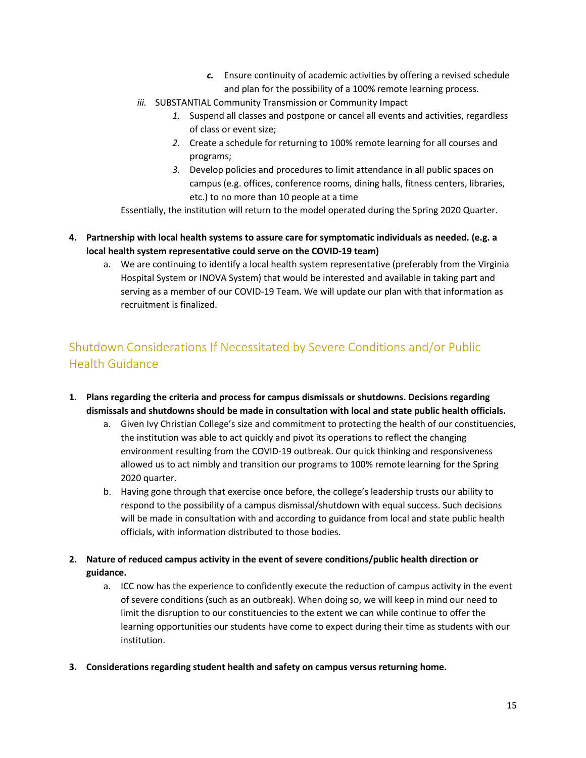c. Ensure continuity of academic activities by offering a revised schedule and plan for the possibility of a 100% remote learning process.

iii. SUBSTANTIAL Community Transmission or Community Impact

1. Suspend all classes and postpone or cancel all events and activities, regardless of class or event size;
2. Create a schedule for returning to 100% remote learning for all courses and programs;
3. Develop policies and procedures to limit attendance in all public spaces on campus (e.g. offices, conference rooms, dining halls, fitness centers, libraries, etc.) to no more than 10 people at a time

Essentially, the institution will return to the model operated during the Spring 2020 Quarter.

4. **Partnership with local health systems to assure care for symptomatic individuals as needed. (e.g. a local health system representative could serve on the COVID-19 team)**
   a. We are continuing to identify a local health system representative (preferably from the Virginia Hospital System or INOVA System) that would be interested and available in taking part and serving as a member of our COVID-19 Team. We will update our plan with that information as recruitment is finalized.

## Shutdown Considerations If Necessitated by Severe Conditions and/or Public Health Guidance

1. **Plans regarding the criteria and process for campus dismissals or shutdowns. Decisions regarding dismissals and shutdowns should be made in consultation with local and state public health officials.**
   a. Given Ivy Christian College's size and commitment to protecting the health of our constituencies, the institution was able to act quickly and pivot its operations to reflect the changing environment resulting from the COVID-19 outbreak. Our quick thinking and responsiveness allowed us to act nimbly and transition our programs to 100% remote learning for the Spring 2020 quarter.
   b. Having gone through that exercise once before, the college's leadership trusts our ability to respond to the possibility of a campus dismissal/shutdown with equal success. Such decisions will be made in consultation with and according to guidance from local and state public health officials, with information distributed to those bodies.

2. **Nature of reduced campus activity in the event of severe conditions/public health direction or guidance.**
   a. ICC now has the experience to confidently execute the reduction of campus activity in the event of severe conditions (such as an outbreak). When doing so, we will keep in mind our need to limit the disruption to our constituencies to the extent we can while continue to offer the learning opportunities our students have come to expect during their time as students with our institution.

3. **Considerations regarding student health and safety on campus versus returning home.**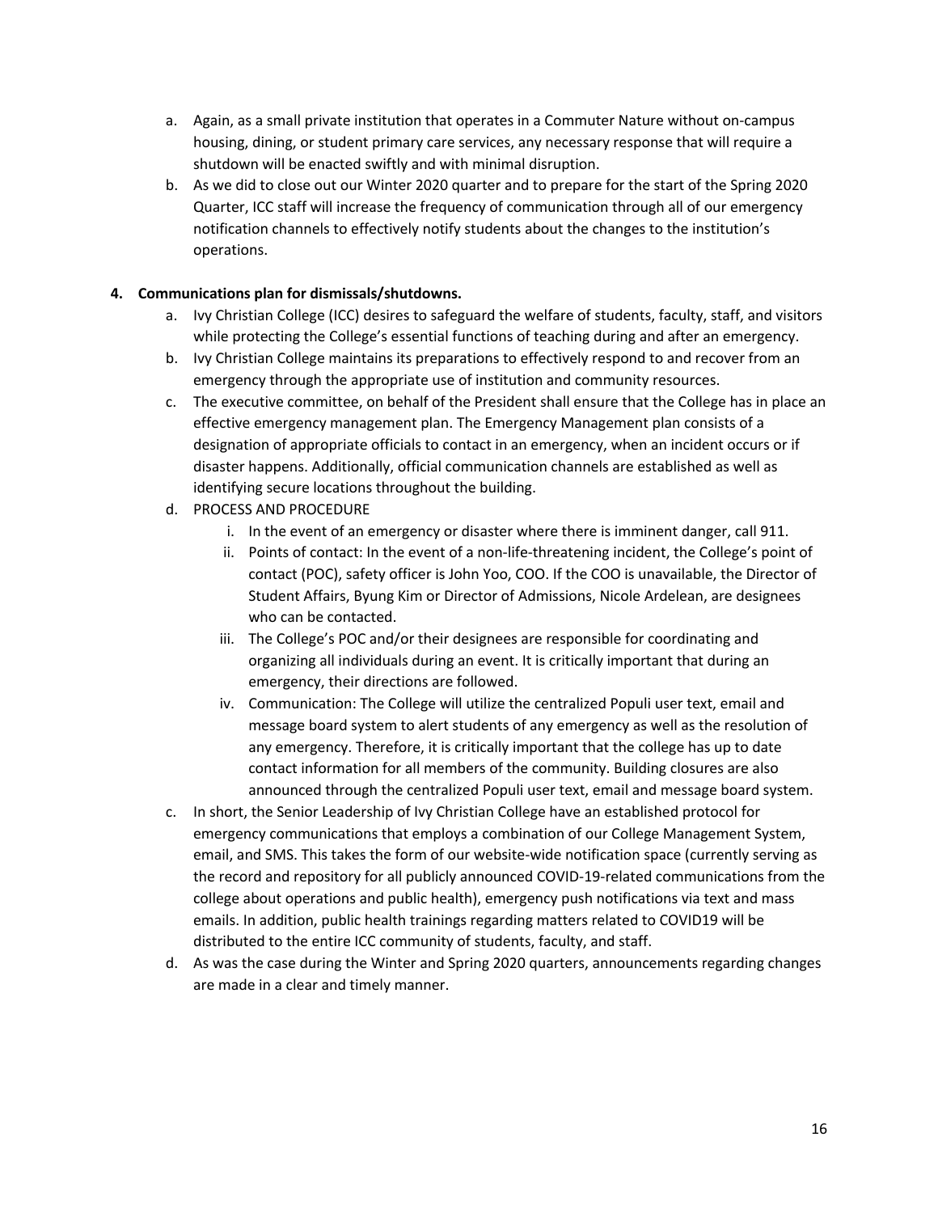a. Again, as a small private institution that operates in a Commuter Nature without on-campus housing, dining, or student primary care services, any necessary response that will require a shutdown will be enacted swiftly and with minimal disruption.

b. As we did to close out our Winter 2020 quarter and to prepare for the start of the Spring 2020 Quarter, ICC staff will increase the frequency of communication through all of our emergency notification channels to effectively notify students about the changes to the institution's operations.

**4. Communications plan for dismissals/shutdowns.**

a. Ivy Christian College (ICC) desires to safeguard the welfare of students, faculty, staff, and visitors while protecting the College's essential functions of teaching during and after an emergency.

b. Ivy Christian College maintains its preparations to effectively respond to and recover from an emergency through the appropriate use of institution and community resources.

c. The executive committee, on behalf of the President shall ensure that the College has in place an effective emergency management plan. The Emergency Management plan consists of a designation of appropriate officials to contact in an emergency, when an incident occurs or if disaster happens. Additionally, official communication channels are established as well as identifying secure locations throughout the building.

d. PROCESS AND PROCEDURE

   i. In the event of an emergency or disaster where there is imminent danger, call 911.

   ii. Points of contact: In the event of a non-life-threatening incident, the College's point of contact (POC), safety officer is John Yoo, COO. If the COO is unavailable, the Director of Student Affairs, Byung Kim or Director of Admissions, Nicole Ardelean, are designees who can be contacted.

   iii. The College's POC and/or their designees are responsible for coordinating and organizing all individuals during an event. It is critically important that during an emergency, their directions are followed.

   iv. Communication: The College will utilize the centralized Populi user text, email and message board system to alert students of any emergency as well as the resolution of any emergency. Therefore, it is critically important that the college has up to date contact information for all members of the community. Building closures are also announced through the centralized Populi user text, email and message board system.

c. In short, the Senior Leadership of Ivy Christian College have an established protocol for emergency communications that employs a combination of our College Management System, email, and SMS. This takes the form of our website-wide notification space (currently serving as the record and repository for all publicly announced COVID-19-related communications from the college about operations and public health), emergency push notifications via text and mass emails. In addition, public health trainings regarding matters related to COVID19 will be distributed to the entire ICC community of students, faculty, and staff.

d. As was the case during the Winter and Spring 2020 quarters, announcements regarding changes are made in a clear and timely manner.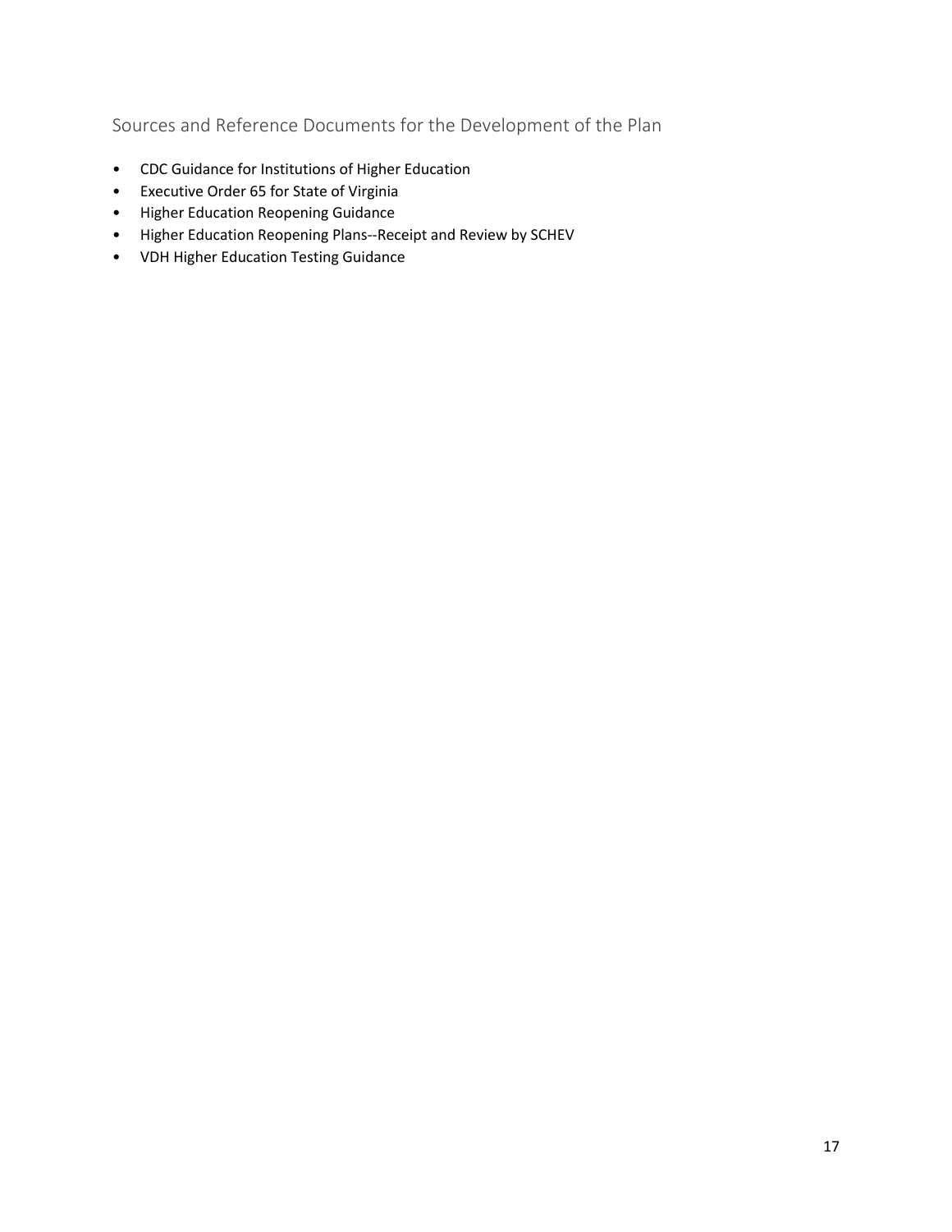## Sources and Reference Documents for the Development of the Plan

- CDC Guidance for Institutions of Higher Education
- Executive Order 65 for State of Virginia
- Higher Education Reopening Guidance
- Higher Education Reopening Plans--Receipt and Review by SCHEV
- VDH Higher Education Testing Guidance